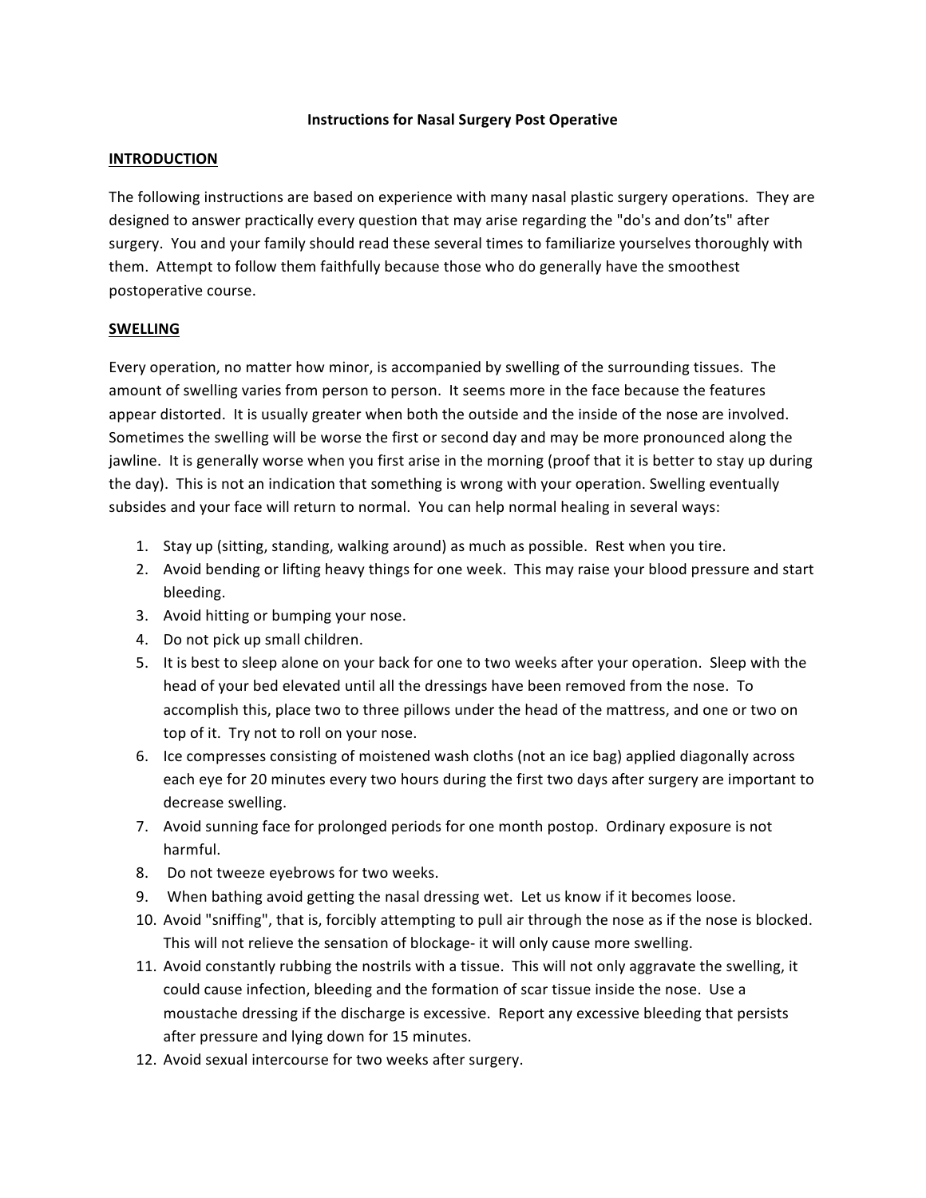# Instructions for Nasal Surgery Post Operative

## INTRODUCTION

The following instructions are based on experience with many nasal plastic surgery operations. They are designed to answer practically every question that may arise regarding the "do's and don'ts" after surgery. You and your family should read these several times to familiarize yourselves thoroughly with them. Attempt to follow them faithfully because those who do generally have the smoothest postoperative course.

## SWELLING

Every operation, no matter how minor, is accompanied by swelling of the surrounding tissues. The amount of swelling varies from person to person. It seems more in the face because the features appear distorted. It is usually greater when both the outside and the inside of the nose are involved. Sometimes the swelling will be worse the first or second day and may be more pronounced along the jawline. It is generally worse when you first arise in the morning (proof that it is better to stay up during the day). This is not an indication that something is wrong with your operation. Swelling eventually subsides and your face will return to normal. You can help normal healing in several ways:

1. Stay up (sitting, standing, walking around) as much as possible. Rest when you tire.
2. Avoid bending or lifting heavy things for one week. This may raise your blood pressure and start bleeding.
3. Avoid hitting or bumping your nose.
4. Do not pick up small children.
5. It is best to sleep alone on your back for one to two weeks after your operation. Sleep with the head of your bed elevated until all the dressings have been removed from the nose. To accomplish this, place two to three pillows under the head of the mattress, and one or two on top of it. Try not to roll on your nose.
6. Ice compresses consisting of moistened wash cloths (not an ice bag) applied diagonally across each eye for 20 minutes every two hours during the first two days after surgery are important to decrease swelling.
7. Avoid sunning face for prolonged periods for one month postop. Ordinary exposure is not harmful.
8. Do not tweeze eyebrows for two weeks.
9. When bathing avoid getting the nasal dressing wet. Let us know if it becomes loose.
10. Avoid "sniffing", that is, forcibly attempting to pull air through the nose as if the nose is blocked. This will not relieve the sensation of blockage- it will only cause more swelling.
11. Avoid constantly rubbing the nostrils with a tissue. This will not only aggravate the swelling, it could cause infection, bleeding and the formation of scar tissue inside the nose. Use a moustache dressing if the discharge is excessive. Report any excessive bleeding that persists after pressure and lying down for 15 minutes.
12. Avoid sexual intercourse for two weeks after surgery.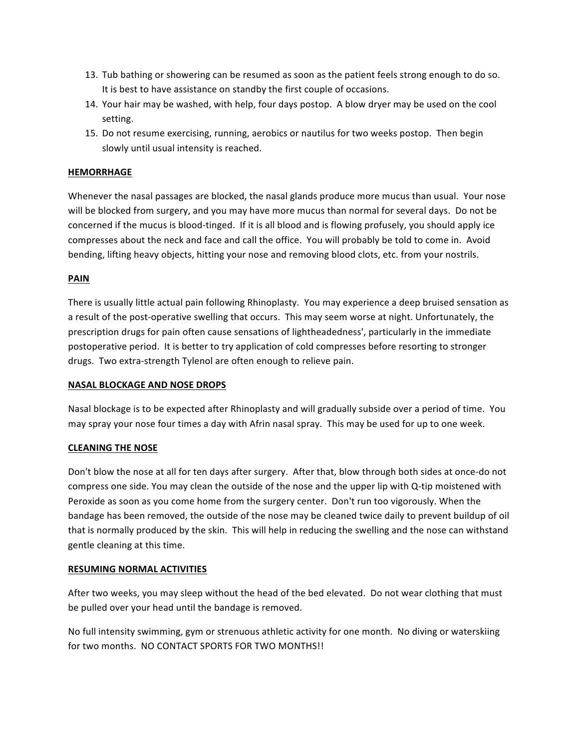13. Tub bathing or showering can be resumed as soon as the patient feels strong enough to do so. It is best to have assistance on standby the first couple of occasions.
14. Your hair may be washed, with help, four days postop. A blow dryer may be used on the cool setting.
15. Do not resume exercising, running, aerobics or nautilus for two weeks postop. Then begin slowly until usual intensity is reached.

**HEMORRHAGE**

Whenever the nasal passages are blocked, the nasal glands produce more mucus than usual. Your nose will be blocked from surgery, and you may have more mucus than normal for several days. Do not be concerned if the mucus is blood-tinged. If it is all blood and is flowing profusely, you should apply ice compresses about the neck and face and call the office. You will probably be told to come in. Avoid bending, lifting heavy objects, hitting your nose and removing blood clots, etc. from your nostrils.

**PAIN**

There is usually little actual pain following Rhinoplasty. You may experience a deep bruised sensation as a result of the post-operative swelling that occurs. This may seem worse at night. Unfortunately, the prescription drugs for pain often cause sensations of lightheadedness', particularly in the immediate postoperative period. It is better to try application of cold compresses before resorting to stronger drugs. Two extra-strength Tylenol are often enough to relieve pain.

**NASAL BLOCKAGE AND NOSE DROPS**

Nasal blockage is to be expected after Rhinoplasty and will gradually subside over a period of time. You may spray your nose four times a day with Afrin nasal spray. This may be used for up to one week.

**CLEANING THE NOSE**

Don't blow the nose at all for ten days after surgery. After that, blow through both sides at once-do not compress one side. You may clean the outside of the nose and the upper lip with Q-tip moistened with Peroxide as soon as you come home from the surgery center. Don't run too vigorously. When the bandage has been removed, the outside of the nose may be cleaned twice daily to prevent buildup of oil that is normally produced by the skin. This will help in reducing the swelling and the nose can withstand gentle cleaning at this time.

**RESUMING NORMAL ACTIVITIES**

After two weeks, you may sleep without the head of the bed elevated. Do not wear clothing that must be pulled over your head until the bandage is removed.

No full intensity swimming, gym or strenuous athletic activity for one month. No diving or waterskiing for two months. NO CONTACT SPORTS FOR TWO MONTHS!!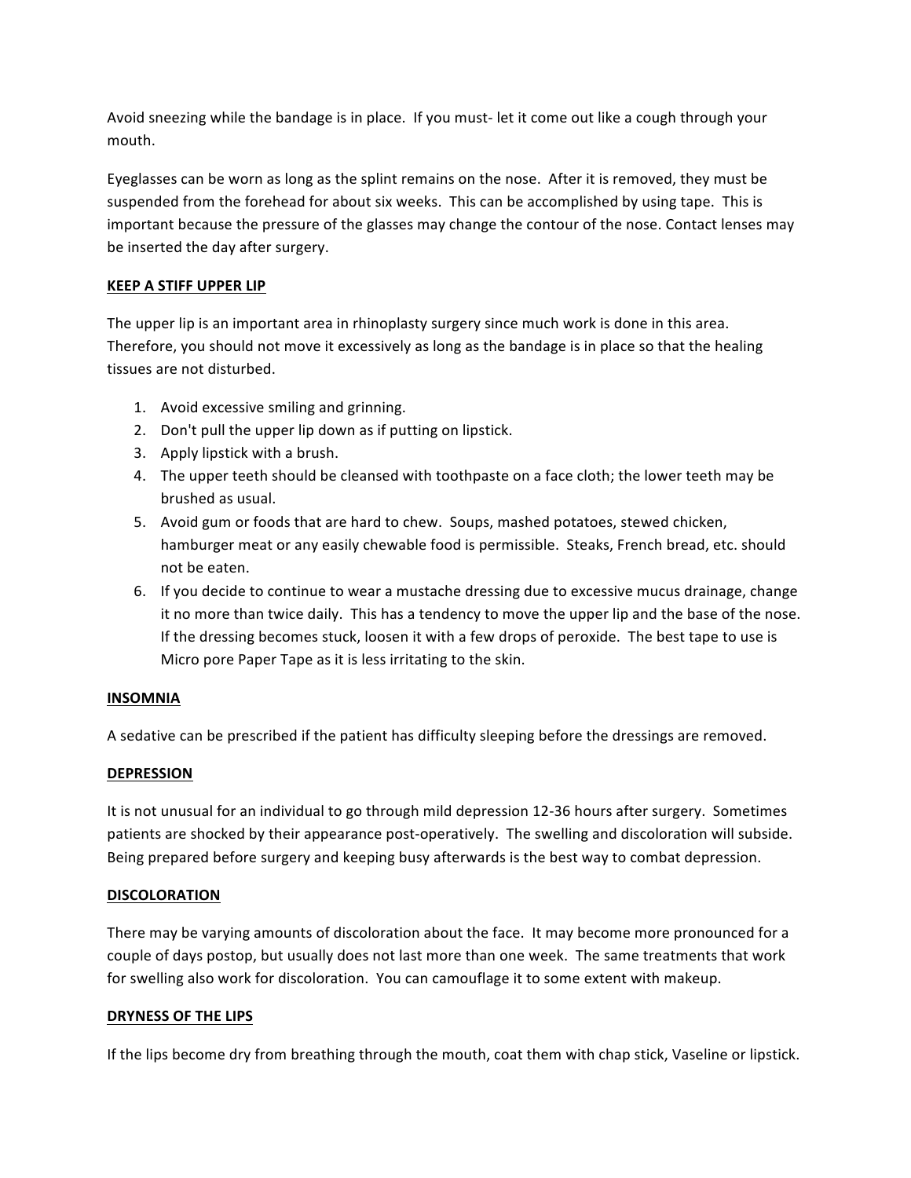Avoid sneezing while the bandage is in place. If you must- let it come out like a cough through your mouth.

Eyeglasses can be worn as long as the splint remains on the nose. After it is removed, they must be suspended from the forehead for about six weeks. This can be accomplished by using tape. This is important because the pressure of the glasses may change the contour of the nose. Contact lenses may be inserted the day after surgery.

**KEEP A STIFF UPPER LIP**

The upper lip is an important area in rhinoplasty surgery since much work is done in this area. Therefore, you should not move it excessively as long as the bandage is in place so that the healing tissues are not disturbed.

1. Avoid excessive smiling and grinning.
2. Don't pull the upper lip down as if putting on lipstick.
3. Apply lipstick with a brush.
4. The upper teeth should be cleansed with toothpaste on a face cloth; the lower teeth may be brushed as usual.
5. Avoid gum or foods that are hard to chew. Soups, mashed potatoes, stewed chicken, hamburger meat or any easily chewable food is permissible. Steaks, French bread, etc. should not be eaten.
6. If you decide to continue to wear a mustache dressing due to excessive mucus drainage, change it no more than twice daily. This has a tendency to move the upper lip and the base of the nose. If the dressing becomes stuck, loosen it with a few drops of peroxide. The best tape to use is Micro pore Paper Tape as it is less irritating to the skin.

**INSOMNIA**

A sedative can be prescribed if the patient has difficulty sleeping before the dressings are removed.

**DEPRESSION**

It is not unusual for an individual to go through mild depression 12-36 hours after surgery. Sometimes patients are shocked by their appearance post-operatively. The swelling and discoloration will subside. Being prepared before surgery and keeping busy afterwards is the best way to combat depression.

**DISCOLORATION**

There may be varying amounts of discoloration about the face. It may become more pronounced for a couple of days postop, but usually does not last more than one week. The same treatments that work for swelling also work for discoloration. You can camouflage it to some extent with makeup.

**DRYNESS OF THE LIPS**

If the lips become dry from breathing through the mouth, coat them with chap stick, Vaseline or lipstick.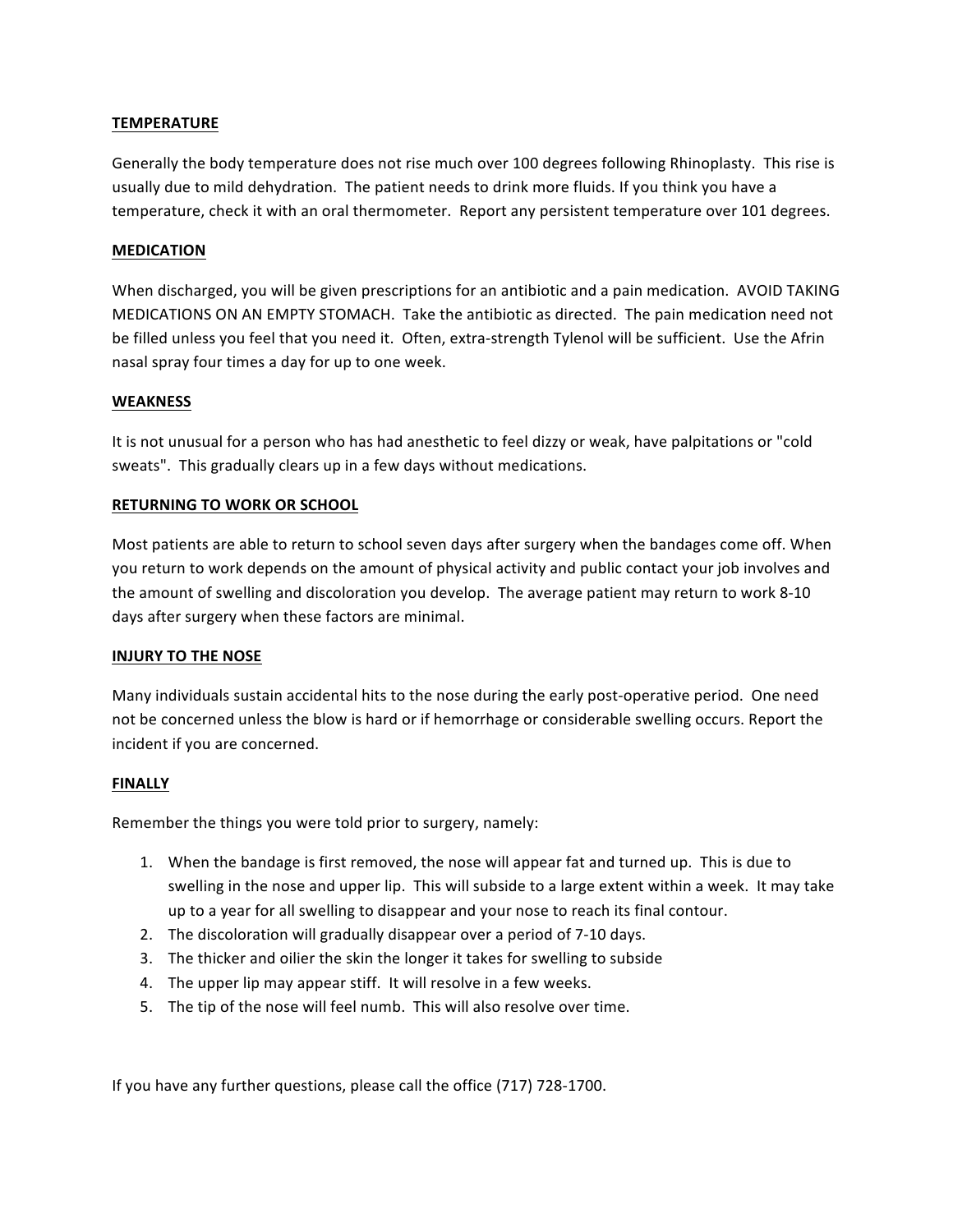## TEMPERATURE

Generally the body temperature does not rise much over 100 degrees following Rhinoplasty. This rise is usually due to mild dehydration. The patient needs to drink more fluids. If you think you have a temperature, check it with an oral thermometer. Report any persistent temperature over 101 degrees.

## MEDICATION

When discharged, you will be given prescriptions for an antibiotic and a pain medication. AVOID TAKING MEDICATIONS ON AN EMPTY STOMACH. Take the antibiotic as directed. The pain medication need not be filled unless you feel that you need it. Often, extra-strength Tylenol will be sufficient. Use the Afrin nasal spray four times a day for up to one week.

## WEAKNESS

It is not unusual for a person who has had anesthetic to feel dizzy or weak, have palpitations or "cold sweats". This gradually clears up in a few days without medications.

## RETURNING TO WORK OR SCHOOL

Most patients are able to return to school seven days after surgery when the bandages come off. When you return to work depends on the amount of physical activity and public contact your job involves and the amount of swelling and discoloration you develop. The average patient may return to work 8-10 days after surgery when these factors are minimal.

## INJURY TO THE NOSE

Many individuals sustain accidental hits to the nose during the early post-operative period. One need not be concerned unless the blow is hard or if hemorrhage or considerable swelling occurs. Report the incident if you are concerned.

## FINALLY

Remember the things you were told prior to surgery, namely:

1. When the bandage is first removed, the nose will appear fat and turned up. This is due to swelling in the nose and upper lip. This will subside to a large extent within a week. It may take up to a year for all swelling to disappear and your nose to reach its final contour.
2. The discoloration will gradually disappear over a period of 7-10 days.
3. The thicker and oilier the skin the longer it takes for swelling to subside
4. The upper lip may appear stiff. It will resolve in a few weeks.
5. The tip of the nose will feel numb. This will also resolve over time.

If you have any further questions, please call the office (717) 728-1700.